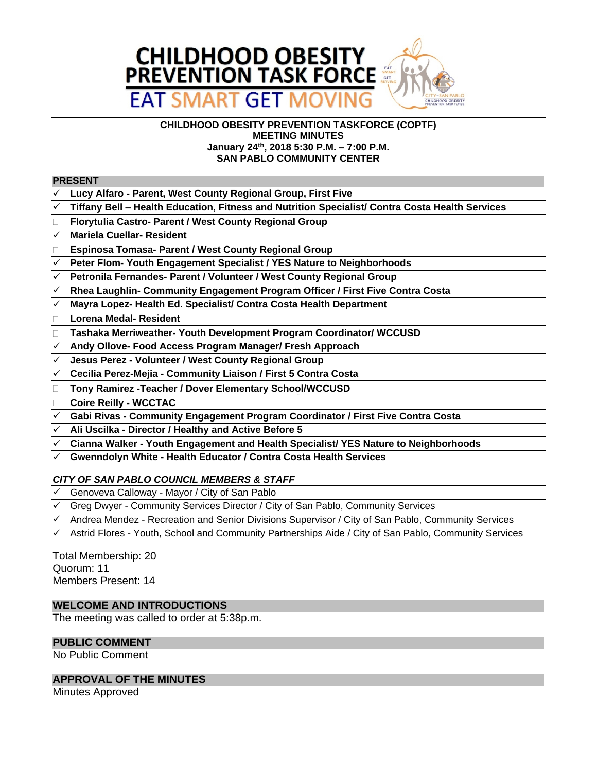# CHILDHOOD OBESITY PREVENTION TASK FORCE

## EAT SMART GET MOVING

**CHILDHOOD OBESITY PREVENTION TASKFORCE (COPTF)**
**MEETING MINUTES**
**January 24th, 2018 5:30 P.M. – 7:00 P.M.**
**SAN PABLO COMMUNITY CENTER**

## PRESENT

- ✓ **Lucy Alfaro - Parent, West County Regional Group, First Five**
- ✓ **Tiffany Bell – Health Education, Fitness and Nutrition Specialist/ Contra Costa Health Services**
- ☐ **Florytulia Castro- Parent / West County Regional Group**
- ✓ **Mariela Cuellar- Resident**
- ☐ **Espinosa Tomasa- Parent / West County Regional Group**
- ✓ **Peter Flom- Youth Engagement Specialist / YES Nature to Neighborhoods**
- ✓ **Petronila Fernandes- Parent / Volunteer / West County Regional Group**
- ✓ **Rhea Laughlin- Community Engagement Program Officer / First Five Contra Costa**
- ✓ **Mayra Lopez- Health Ed. Specialist/ Contra Costa Health Department**
- ☐ **Lorena Medal- Resident**
- ☐ **Tashaka Merriweather- Youth Development Program Coordinator/ WCCUSD**
- ✓ **Andy Ollove- Food Access Program Manager/ Fresh Approach**
- ✓ **Jesus Perez - Volunteer / West County Regional Group**
- ✓ **Cecilia Perez-Mejia - Community Liaison / First 5 Contra Costa**
- ☐ **Tony Ramirez -Teacher / Dover Elementary School/WCCUSD**
- ☐ **Coire Reilly - WCCTAC**
- ✓ **Gabi Rivas - Community Engagement Program Coordinator / First Five Contra Costa**
- ✓ **Ali Uscilka - Director / Healthy and Active Before 5**
- ✓ **Cianna Walker - Youth Engagement and Health Specialist/ YES Nature to Neighborhoods**
- ✓ **Gwenndolyn White - Health Educator / Contra Costa Health Services**

### *CITY OF SAN PABLO COUNCIL MEMBERS & STAFF*

- ✓ Genoveva Calloway - Mayor / City of San Pablo
- ✓ Greg Dwyer - Community Services Director / City of San Pablo, Community Services
- ✓ Andrea Mendez - Recreation and Senior Divisions Supervisor / City of San Pablo, Community Services
- ✓ Astrid Flores - Youth, School and Community Partnerships Aide / City of San Pablo, Community Services

Total Membership: 20
Quorum: 11
Members Present: 14

## WELCOME AND INTRODUCTIONS

The meeting was called to order at 5:38p.m.

## PUBLIC COMMENT

No Public Comment

## APPROVAL OF THE MINUTES

Minutes Approved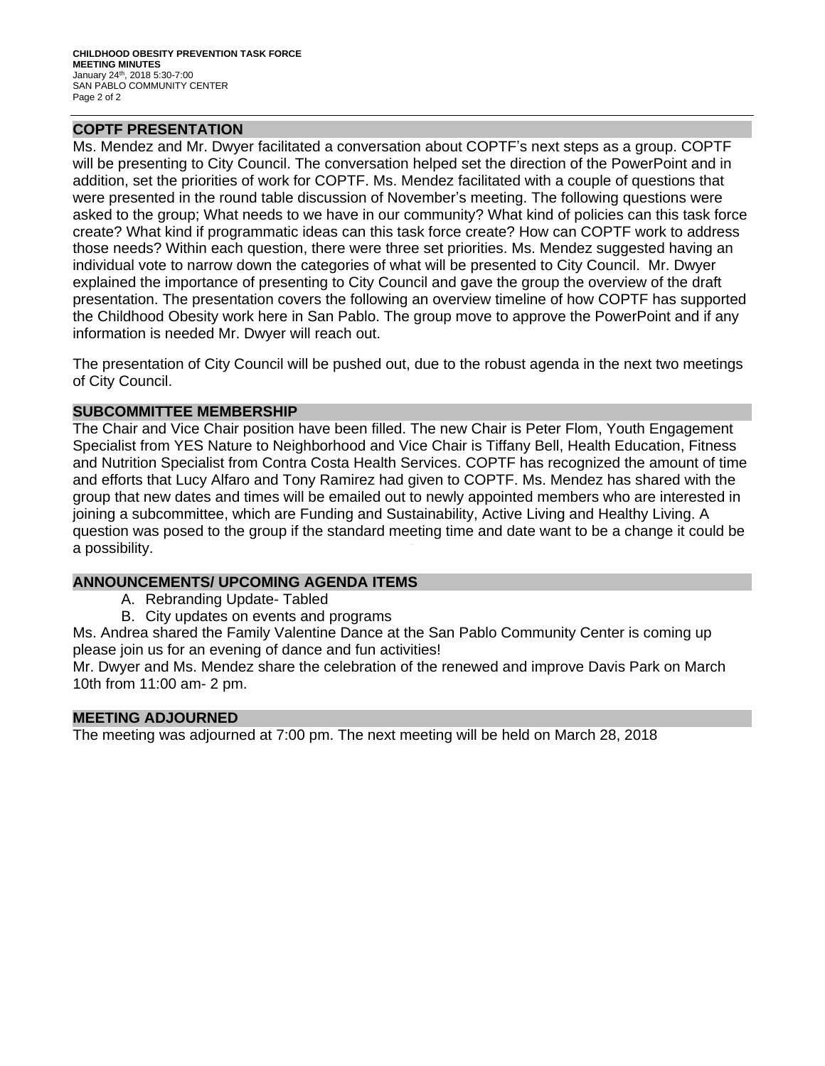## COPTF PRESENTATION

Ms. Mendez and Mr. Dwyer facilitated a conversation about COPTF's next steps as a group. COPTF will be presenting to City Council. The conversation helped set the direction of the PowerPoint and in addition, set the priorities of work for COPTF. Ms. Mendez facilitated with a couple of questions that were presented in the round table discussion of November's meeting. The following questions were asked to the group; What needs to we have in our community? What kind of policies can this task force create? What kind if programmatic ideas can this task force create? How can COPTF work to address those needs? Within each question, there were three set priorities. Ms. Mendez suggested having an individual vote to narrow down the categories of what will be presented to City Council. Mr. Dwyer explained the importance of presenting to City Council and gave the group the overview of the draft presentation. The presentation covers the following an overview timeline of how COPTF has supported the Childhood Obesity work here in San Pablo. The group move to approve the PowerPoint and if any information is needed Mr. Dwyer will reach out.

The presentation of City Council will be pushed out, due to the robust agenda in the next two meetings of City Council.

## SUBCOMMITTEE MEMBERSHIP

The Chair and Vice Chair position have been filled. The new Chair is Peter Flom, Youth Engagement Specialist from YES Nature to Neighborhood and Vice Chair is Tiffany Bell, Health Education, Fitness and Nutrition Specialist from Contra Costa Health Services. COPTF has recognized the amount of time and efforts that Lucy Alfaro and Tony Ramirez had given to COPTF. Ms. Mendez has shared with the group that new dates and times will be emailed out to newly appointed members who are interested in joining a subcommittee, which are Funding and Sustainability, Active Living and Healthy Living. A question was posed to the group if the standard meeting time and date want to be a change it could be a possibility.

## ANNOUNCEMENTS/ UPCOMING AGENDA ITEMS

A. Rebranding Update- Tabled
B. City updates on events and programs

Ms. Andrea shared the Family Valentine Dance at the San Pablo Community Center is coming up please join us for an evening of dance and fun activities!
Mr. Dwyer and Ms. Mendez share the celebration of the renewed and improve Davis Park on March 10th from 11:00 am- 2 pm.

## MEETING ADJOURNED

The meeting was adjourned at 7:00 pm. The next meeting will be held on March 28, 2018